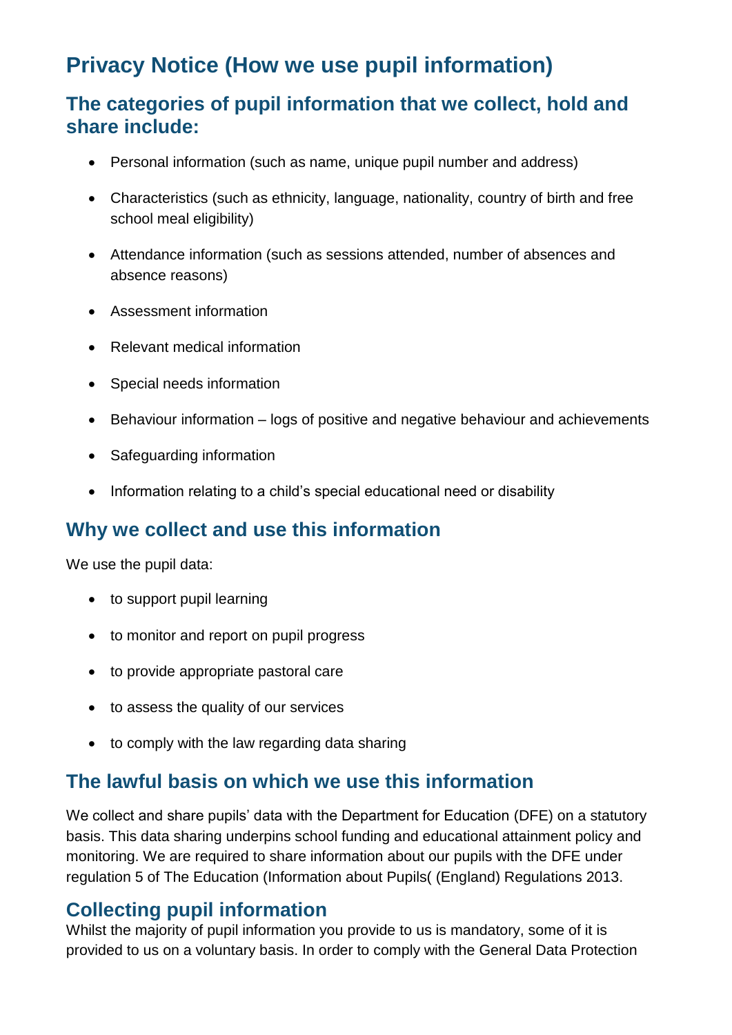# Privacy Notice (How we use pupil information)

## The categories of pupil information that we collect, hold and share include:

- Personal information (such as name, unique pupil number and address)
- Characteristics (such as ethnicity, language, nationality, country of birth and free school meal eligibility)
- Attendance information (such as sessions attended, number of absences and absence reasons)
- Assessment information
- Relevant medical information
- Special needs information
- Behaviour information – logs of positive and negative behaviour and achievements
- Safeguarding information
- Information relating to a child's special educational need or disability

## Why we collect and use this information

We use the pupil data:

- to support pupil learning
- to monitor and report on pupil progress
- to provide appropriate pastoral care
- to assess the quality of our services
- to comply with the law regarding data sharing

## The lawful basis on which we use this information

We collect and share pupils' data with the Department for Education (DFE) on a statutory basis. This data sharing underpins school funding and educational attainment policy and monitoring. We are required to share information about our pupils with the DFE under regulation 5 of The Education (Information about Pupils( (England) Regulations 2013.

## Collecting pupil information

Whilst the majority of pupil information you provide to us is mandatory, some of it is provided to us on a voluntary basis. In order to comply with the General Data Protection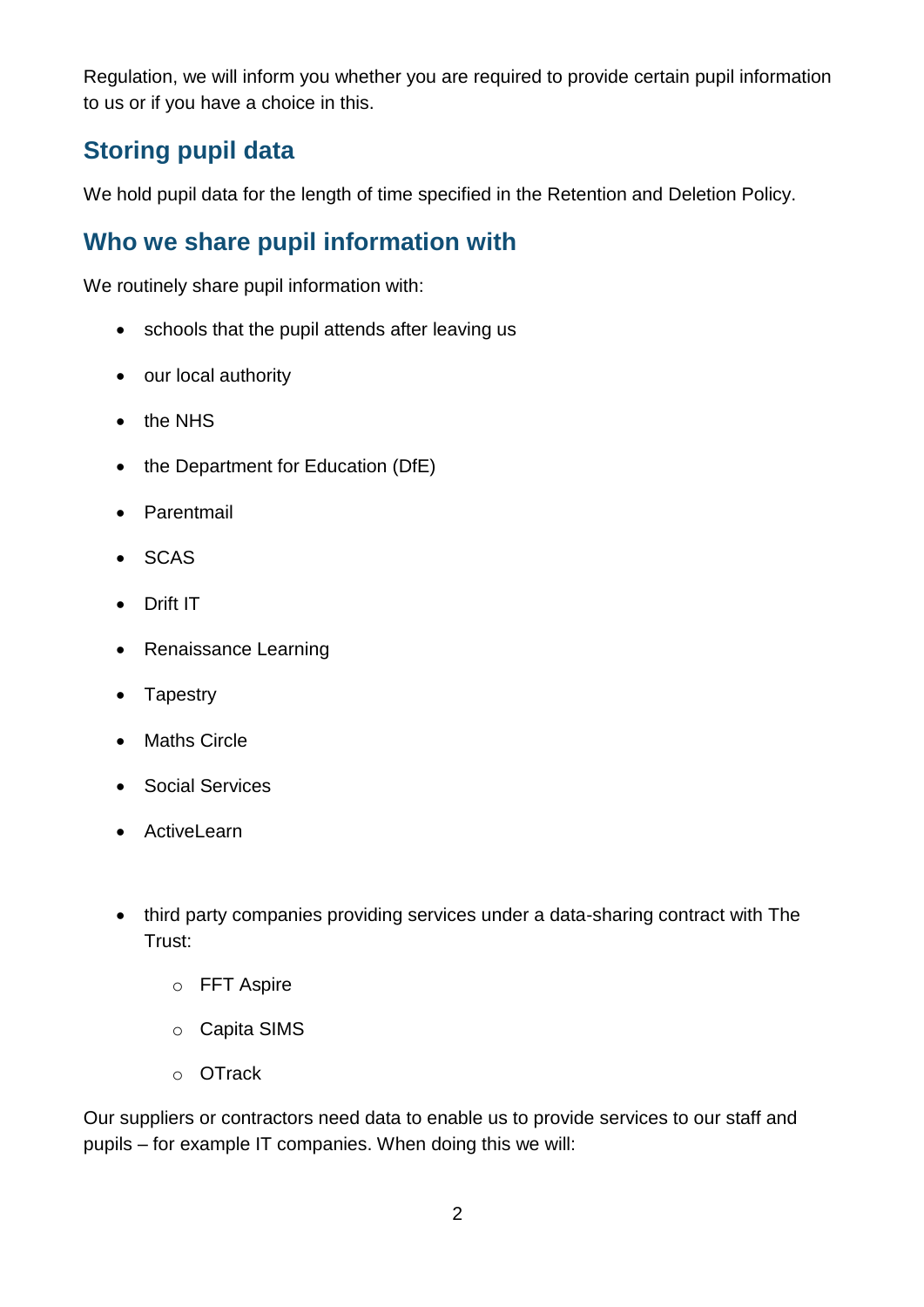Regulation, we will inform you whether you are required to provide certain pupil information to us or if you have a choice in this.

## Storing pupil data

We hold pupil data for the length of time specified in the Retention and Deletion Policy.

## Who we share pupil information with

We routinely share pupil information with:

- schools that the pupil attends after leaving us
- our local authority
- the NHS
- the Department for Education (DfE)
- Parentmail
- SCAS
- Drift IT
- Renaissance Learning
- Tapestry
- Maths Circle
- Social Services
- ActiveLearn

- third party companies providing services under a data-sharing contract with The Trust:
    - FFT Aspire
    - Capita SIMS
    - OTrack

Our suppliers or contractors need data to enable us to provide services to our staff and pupils – for example IT companies. When doing this we will: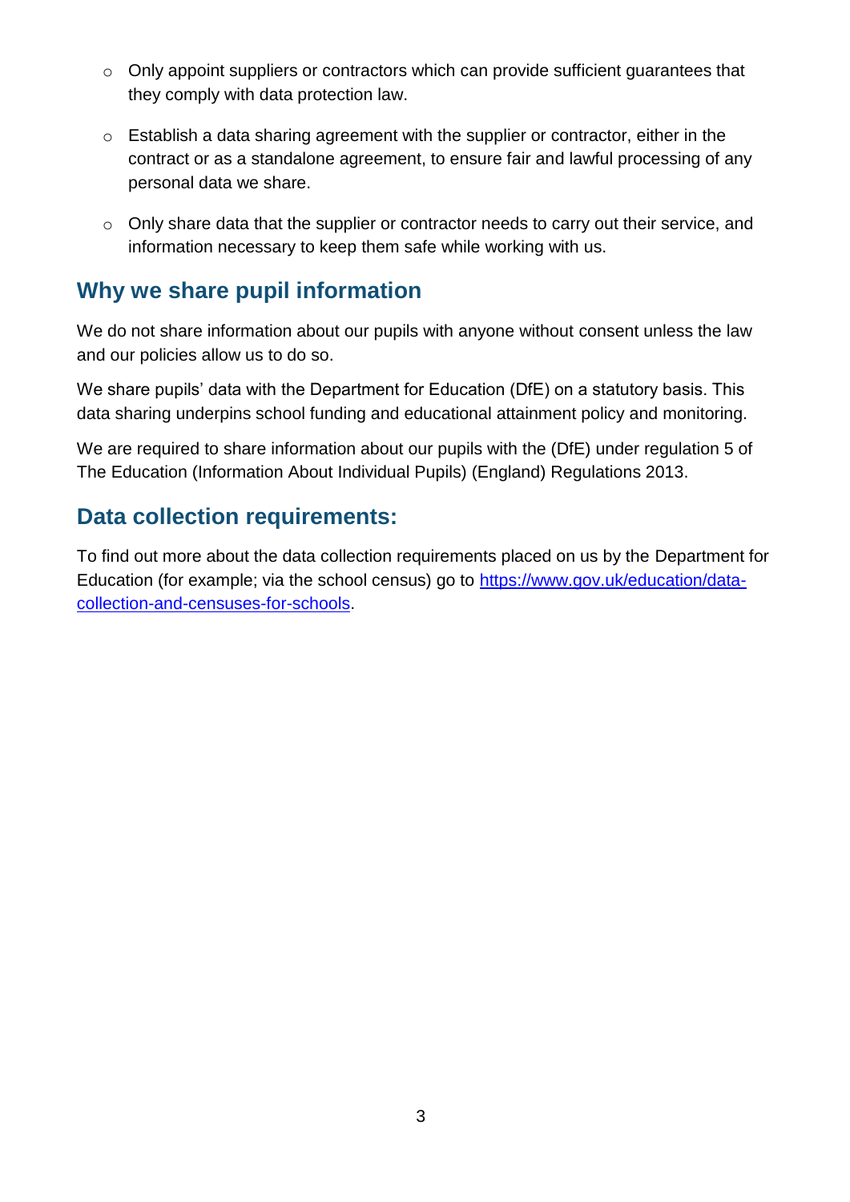- Only appoint suppliers or contractors which can provide sufficient guarantees that they comply with data protection law.
- Establish a data sharing agreement with the supplier or contractor, either in the contract or as a standalone agreement, to ensure fair and lawful processing of any personal data we share.
- Only share data that the supplier or contractor needs to carry out their service, and information necessary to keep them safe while working with us.

## Why we share pupil information

We do not share information about our pupils with anyone without consent unless the law and our policies allow us to do so.

We share pupils' data with the Department for Education (DfE) on a statutory basis. This data sharing underpins school funding and educational attainment policy and monitoring.

We are required to share information about our pupils with the (DfE) under regulation 5 of The Education (Information About Individual Pupils) (England) Regulations 2013.

## Data collection requirements:

To find out more about the data collection requirements placed on us by the Department for Education (for example; via the school census) go to [https://www.gov.uk/education/data-collection-and-censuses-for-schools](https://www.gov.uk/education/data-collection-and-censuses-for-schools).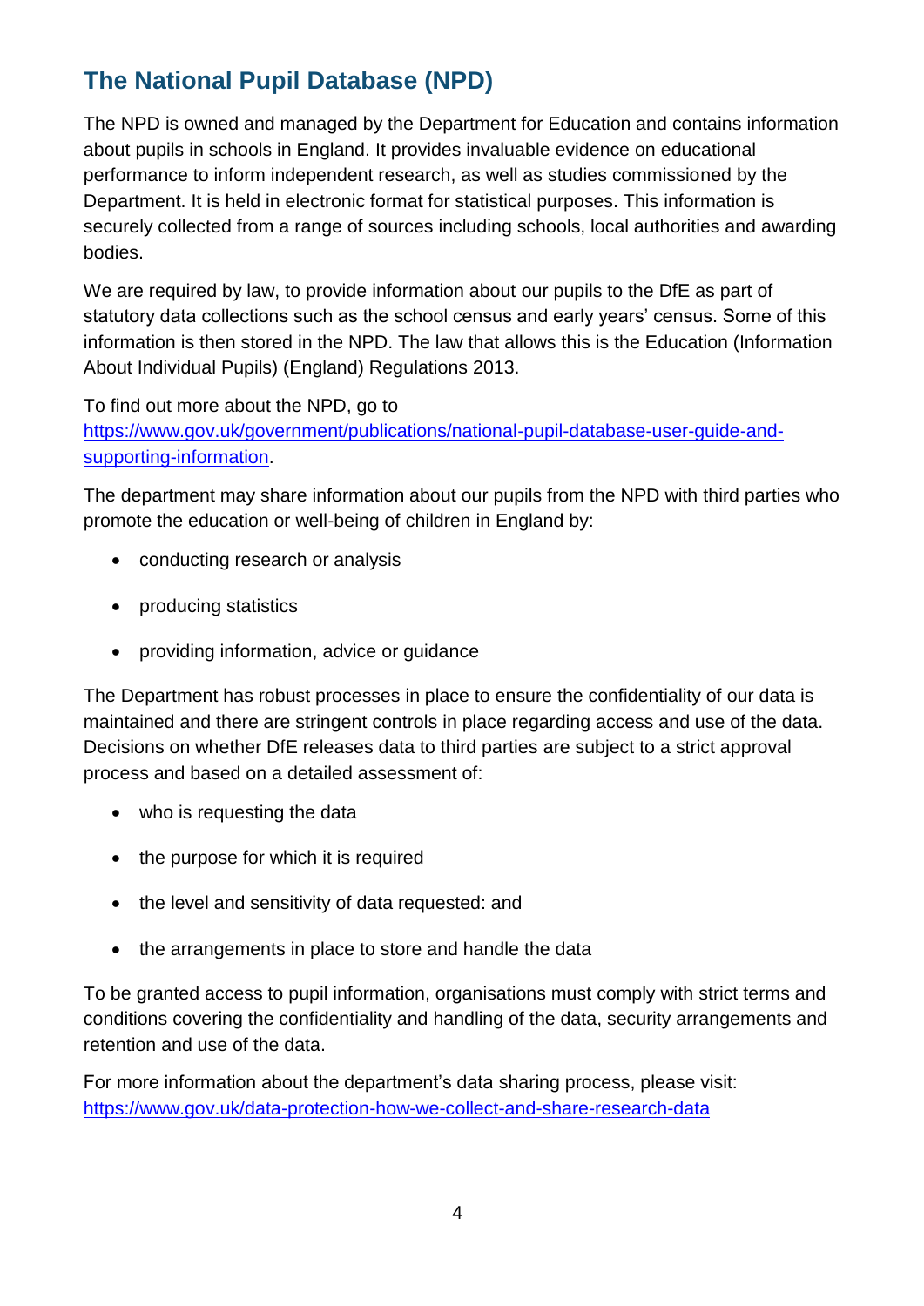## The National Pupil Database (NPD)

The NPD is owned and managed by the Department for Education and contains information about pupils in schools in England. It provides invaluable evidence on educational performance to inform independent research, as well as studies commissioned by the Department. It is held in electronic format for statistical purposes. This information is securely collected from a range of sources including schools, local authorities and awarding bodies.

We are required by law, to provide information about our pupils to the DfE as part of statutory data collections such as the school census and early years' census. Some of this information is then stored in the NPD. The law that allows this is the Education (Information About Individual Pupils) (England) Regulations 2013.

To find out more about the NPD, go to [https://www.gov.uk/government/publications/national-pupil-database-user-guide-and-supporting-information](https://www.gov.uk/government/publications/national-pupil-database-user-guide-and-supporting-information).

The department may share information about our pupils from the NPD with third parties who promote the education or well-being of children in England by:

- conducting research or analysis
- producing statistics
- providing information, advice or guidance

The Department has robust processes in place to ensure the confidentiality of our data is maintained and there are stringent controls in place regarding access and use of the data. Decisions on whether DfE releases data to third parties are subject to a strict approval process and based on a detailed assessment of:

- who is requesting the data
- the purpose for which it is required
- the level and sensitivity of data requested: and
- the arrangements in place to store and handle the data

To be granted access to pupil information, organisations must comply with strict terms and conditions covering the confidentiality and handling of the data, security arrangements and retention and use of the data.

For more information about the department's data sharing process, please visit: [https://www.gov.uk/data-protection-how-we-collect-and-share-research-data](https://www.gov.uk/data-protection-how-we-collect-and-share-research-data)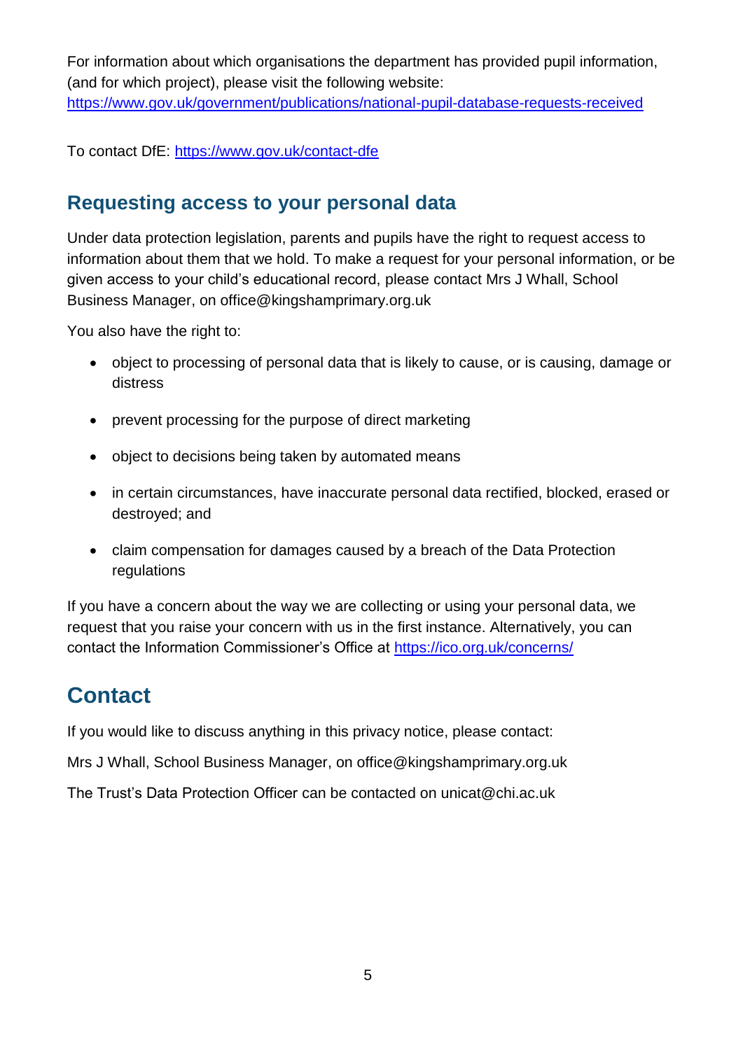For information about which organisations the department has provided pupil information, (and for which project), please visit the following website: https://www.gov.uk/government/publications/national-pupil-database-requests-received

To contact DfE: https://www.gov.uk/contact-dfe

## Requesting access to your personal data

Under data protection legislation, parents and pupils have the right to request access to information about them that we hold. To make a request for your personal information, or be given access to your child's educational record, please contact Mrs J Whall, School Business Manager, on office@kingshamprimary.org.uk

You also have the right to:

- object to processing of personal data that is likely to cause, or is causing, damage or distress
- prevent processing for the purpose of direct marketing
- object to decisions being taken by automated means
- in certain circumstances, have inaccurate personal data rectified, blocked, erased or destroyed; and
- claim compensation for damages caused by a breach of the Data Protection regulations

If you have a concern about the way we are collecting or using your personal data, we request that you raise your concern with us in the first instance. Alternatively, you can contact the Information Commissioner's Office at https://ico.org.uk/concerns/

# Contact

If you would like to discuss anything in this privacy notice, please contact:

Mrs J Whall, School Business Manager, on office@kingshamprimary.org.uk

The Trust's Data Protection Officer can be contacted on unicat@chi.ac.uk